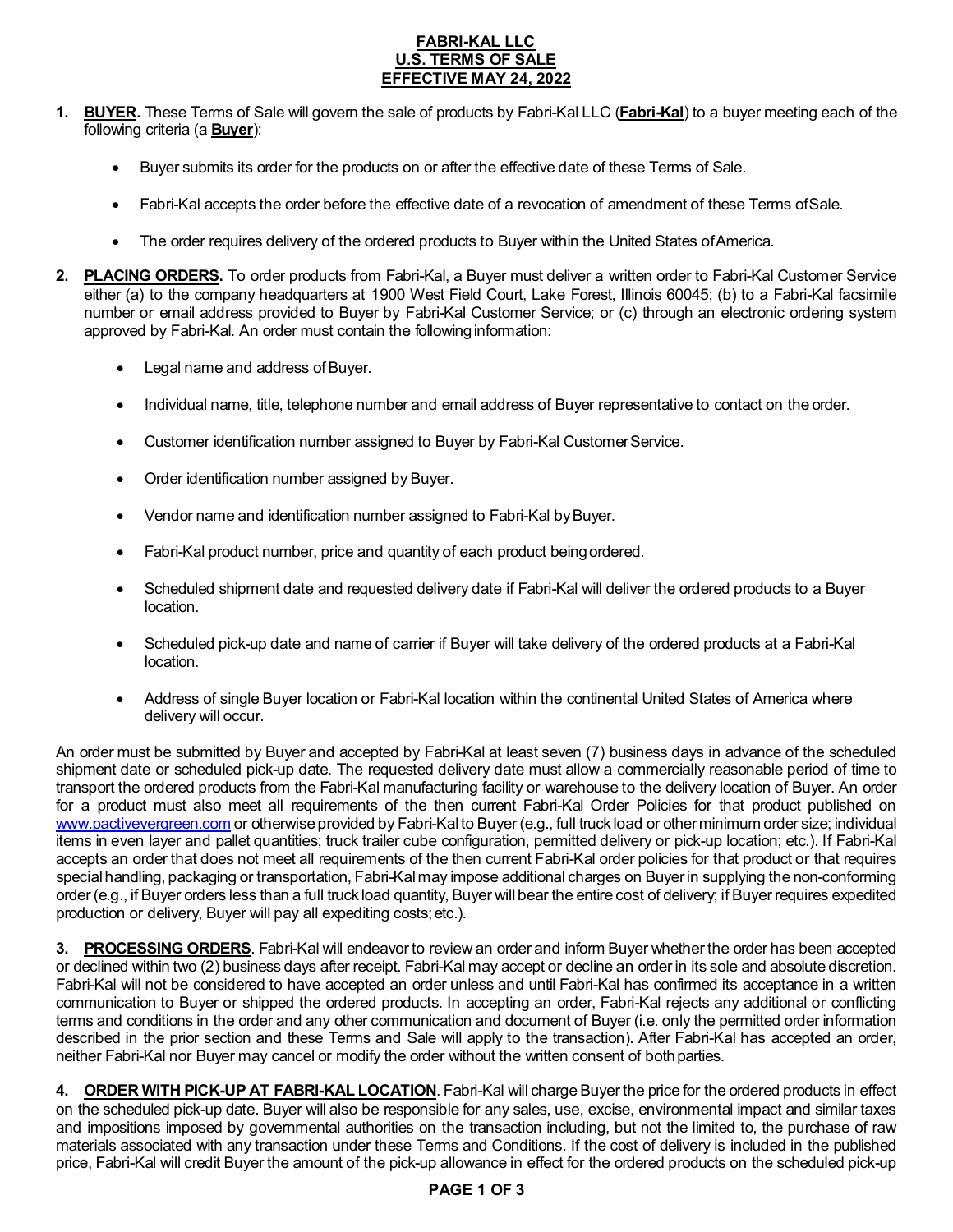# FABRI-KAL LLC
## U.S. TERMS OF SALE
## EFFECTIVE MAY 24, 2022

1. **BUYER.** These Terms of Sale will govern the sale of products by Fabri-Kal LLC (**Fabri-Kal**) to a buyer meeting each of the following criteria (a **Buyer**):

   - Buyer submits its order for the products on or after the effective date of these Terms of Sale.
   - Fabri-Kal accepts the order before the effective date of a revocation of amendment of these Terms ofSale.
   - The order requires delivery of the ordered products to Buyer within the United States ofAmerica.

2. **PLACING ORDERS.** To order products from Fabri-Kal, a Buyer must deliver a written order to Fabri-Kal Customer Service either (a) to the company headquarters at 1900 West Field Court, Lake Forest, Illinois 60045; (b) to a Fabri-Kal facsimile number or email address provided to Buyer by Fabri-Kal Customer Service; or (c) through an electronic ordering system approved by Fabri-Kal. An order must contain the following information:

   - Legal name and address of Buyer.
   - Individual name, title, telephone number and email address of Buyer representative to contact on the order.
   - Customer identification number assigned to Buyer by Fabri-Kal Customer Service.
   - Order identification number assigned by Buyer.
   - Vendor name and identification number assigned to Fabri-Kal by Buyer.
   - Fabri-Kal product number, price and quantity of each product being ordered.
   - Scheduled shipment date and requested delivery date if Fabri-Kal will deliver the ordered products to a Buyer location.
   - Scheduled pick-up date and name of carrier if Buyer will take delivery of the ordered products at a Fabri-Kal location.
   - Address of single Buyer location or Fabri-Kal location within the continental United States of America where delivery will occur.

An order must be submitted by Buyer and accepted by Fabri-Kal at least seven (7) business days in advance of the scheduled shipment date or scheduled pick-up date. The requested delivery date must allow a commercially reasonable period of time to transport the ordered products from the Fabri-Kal manufacturing facility or warehouse to the delivery location of Buyer. An order for a product must also meet all requirements of the then current Fabri-Kal Order Policies for that product published on www.pactivevergreen.com or otherwise provided by Fabri-Kal to Buyer (e.g., full truck load or other minimum order size; individual items in even layer and pallet quantities; truck trailer cube configuration, permitted delivery or pick-up location; etc.). If Fabri-Kal accepts an order that does not meet all requirements of the then current Fabri-Kal order policies for that product or that requires special handling, packaging or transportation, Fabri-Kal may impose additional charges on Buyer in supplying the non-conforming order (e.g., if Buyer orders less than a full truck load quantity, Buyer will bear the entire cost of delivery; if Buyer requires expedited production or delivery, Buyer will pay all expediting costs; etc.).

3. **PROCESSING ORDERS**. Fabri-Kal will endeavor to review an order and inform Buyer whether the order has been accepted or declined within two (2) business days after receipt. Fabri-Kal may accept or decline an order in its sole and absolute discretion. Fabri-Kal will not be considered to have accepted an order unless and until Fabri-Kal has confirmed its acceptance in a written communication to Buyer or shipped the ordered products. In accepting an order, Fabri-Kal rejects any additional or conflicting terms and conditions in the order and any other communication and document of Buyer (i.e. only the permitted order information described in the prior section and these Terms and Sale will apply to the transaction). After Fabri-Kal has accepted an order, neither Fabri-Kal nor Buyer may cancel or modify the order without the written consent of both parties.

4. **ORDER WITH PICK-UP AT FABRI-KAL LOCATION**. Fabri-Kal will charge Buyer the price for the ordered products in effect on the scheduled pick-up date. Buyer will also be responsible for any sales, use, excise, environmental impact and similar taxes and impositions imposed by governmental authorities on the transaction including, but not the limited to, the purchase of raw materials associated with any transaction under these Terms and Conditions. If the cost of delivery is included in the published price, Fabri-Kal will credit Buyer the amount of the pick-up allowance in effect for the ordered products on the scheduled pick-up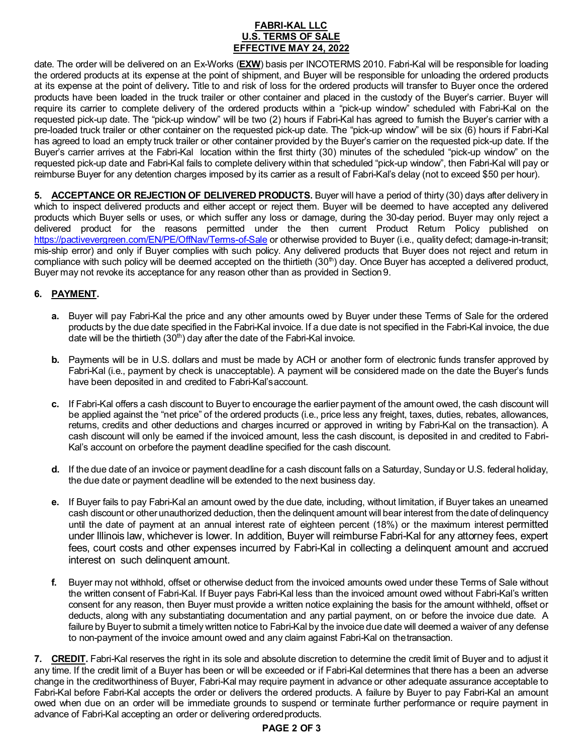date. The order will be delivered on an Ex-Works (**EXW**) basis per INCOTERMS 2010. Fabri-Kal will be responsible for loading the ordered products at its expense at the point of shipment, and Buyer will be responsible for unloading the ordered products at its expense at the point of delivery**.** Title to and risk of loss for the ordered products will transfer to Buyer once the ordered products have been loaded in the truck trailer or other container and placed in the custody of the Buyer's carrier. Buyer will require its carrier to complete delivery of the ordered products within a "pick-up window" scheduled with Fabri-Kal on the requested pick-up date. The "pick-up window" will be two (2) hours if Fabri-Kal has agreed to furnish the Buyer's carrier with a pre-loaded truck trailer or other container on the requested pick-up date. The "pick-up window" will be six (6) hours if Fabri-Kal has agreed to load an empty truck trailer or other container provided by the Buyer's carrier on the requested pick-up date. If the Buyer's carrier arrives at the Fabri-Kal location within the first thirty (30) minutes of the scheduled "pick-up window" on the requested pick-up date and Fabri-Kal fails to complete delivery within that scheduled "pick-up window", then Fabri-Kal will pay or reimburse Buyer for any detention charges imposed by its carrier as a result of Fabri-Kal's delay (not to exceed $50 per hour).

**5. ACCEPTANCE OR REJECTION OF DELIVERED PRODUCTS.** Buyer will have a period of thirty (30) days after delivery in which to inspect delivered products and either accept or reject them. Buyer will be deemed to have accepted any delivered products which Buyer sells or uses, or which suffer any loss or damage, during the 30-day period. Buyer may only reject a delivered product for the reasons permitted under the then current Product Return Policy published on https://pactivevergreen.com/EN/PE/OffNav/Terms-of-Sale or otherwise provided to Buyer (i.e., quality defect; damage-in-transit; mis-ship error) and only if Buyer complies with such policy. Any delivered products that Buyer does not reject and return in compliance with such policy will be deemed accepted on the thirtieth (30th) day. Once Buyer has accepted a delivered product, Buyer may not revoke its acceptance for any reason other than as provided in Section 9.

**6. PAYMENT.**

**a.** Buyer will pay Fabri-Kal the price and any other amounts owed by Buyer under these Terms of Sale for the ordered products by the due date specified in the Fabri-Kal invoice. If a due date is not specified in the Fabri-Kal invoice, the due date will be the thirtieth (30th) day after the date of the Fabri-Kal invoice.

**b.** Payments will be in U.S. dollars and must be made by ACH or another form of electronic funds transfer approved by Fabri-Kal (i.e., payment by check is unacceptable). A payment will be considered made on the date the Buyer's funds have been deposited in and credited to Fabri-Kal's account.

**c.** If Fabri-Kal offers a cash discount to Buyer to encourage the earlier payment of the amount owed, the cash discount will be applied against the "net price" of the ordered products (i.e., price less any freight, taxes, duties, rebates, allowances, returns, credits and other deductions and charges incurred or approved in writing by Fabri-Kal on the transaction). A cash discount will only be earned if the invoiced amount, less the cash discount, is deposited in and credited to Fabri-Kal's account on or before the payment deadline specified for the cash discount.

**d.** If the due date of an invoice or payment deadline for a cash discount falls on a Saturday, Sunday or U.S. federal holiday, the due date or payment deadline will be extended to the next business day.

**e.** If Buyer fails to pay Fabri-Kal an amount owed by the due date, including, without limitation, if Buyer takes an unearned cash discount or other unauthorized deduction, then the delinquent amount will bear interest from the date of delinquency until the date of payment at an annual interest rate of eighteen percent (18%) or the maximum interest permitted under Illinois law, whichever is lower. In addition, Buyer will reimburse Fabri-Kal for any attorney fees, expert fees, court costs and other expenses incurred by Fabri-Kal in collecting a delinquent amount and accrued interest on such delinquent amount.

**f.** Buyer may not withhold, offset or otherwise deduct from the invoiced amounts owed under these Terms of Sale without the written consent of Fabri-Kal. If Buyer pays Fabri-Kal less than the invoiced amount owed without Fabri-Kal's written consent for any reason, then Buyer must provide a written notice explaining the basis for the amount withheld, offset or deducts, along with any substantiating documentation and any partial payment, on or before the invoice due date. A failure by Buyer to submit a timely written notice to Fabri-Kal by the invoice due date will deemed a waiver of any defense to non-payment of the invoice amount owed and any claim against Fabri-Kal on the transaction.

**7. CREDIT.** Fabri-Kal reserves the right in its sole and absolute discretion to determine the credit limit of Buyer and to adjust it any time. If the credit limit of a Buyer has been or will be exceeded or if Fabri-Kal determines that there has a been an adverse change in the creditworthiness of Buyer, Fabri-Kal may require payment in advance or other adequate assurance acceptable to Fabri-Kal before Fabri-Kal accepts the order or delivers the ordered products. A failure by Buyer to pay Fabri-Kal an amount owed when due on an order will be immediate grounds to suspend or terminate further performance or require payment in advance of Fabri-Kal accepting an order or delivering ordered products.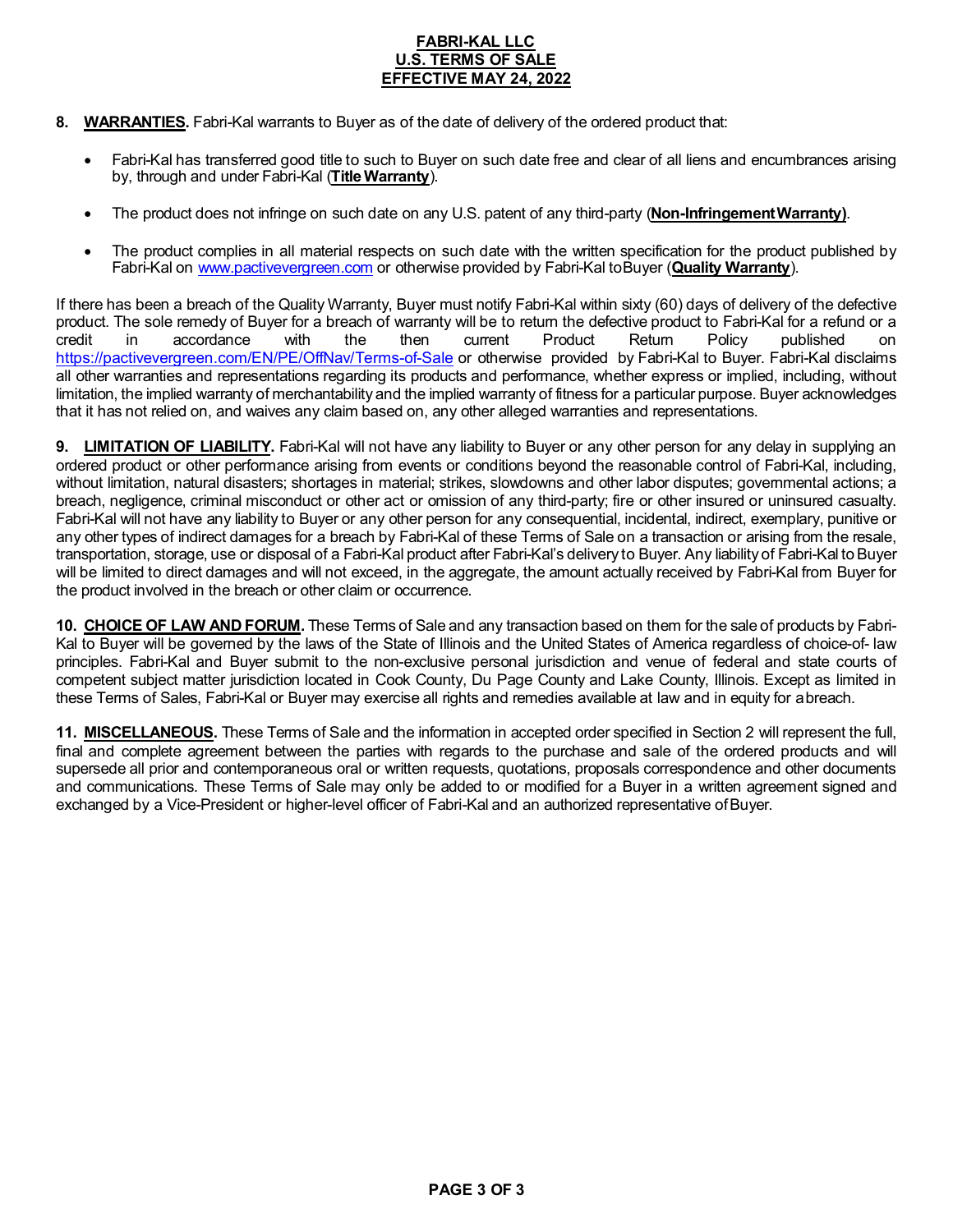**8. WARRANTIES.** Fabri-Kal warrants to Buyer as of the date of delivery of the ordered product that:

- Fabri-Kal has transferred good title to such to Buyer on such date free and clear of all liens and encumbrances arising by, through and under Fabri-Kal (**Title Warranty**).
- The product does not infringe on such date on any U.S. patent of any third-party (**Non-Infringement Warranty)**.
- The product complies in all material respects on such date with the written specification for the product published by Fabri-Kal on [www.pactivevergreen.com](www.pactivevergreen.com) or otherwise provided by Fabri-Kal to Buyer (**Quality Warranty**).

If there has been a breach of the Quality Warranty, Buyer must notify Fabri-Kal within sixty (60) days of delivery of the defective product. The sole remedy of Buyer for a breach of warranty will be to return the defective product to Fabri-Kal for a refund or a credit in accordance with the then current Product Return Policy published on [https://pactivevergreen.com/EN/PE/OffNav/Terms-of-Sale](https://pactivevergreen.com/EN/PE/OffNav/Terms-of-Sale) or otherwise provided by Fabri-Kal to Buyer. Fabri-Kal disclaims all other warranties and representations regarding its products and performance, whether express or implied, including, without limitation, the implied warranty of merchantability and the implied warranty of fitness for a particular purpose. Buyer acknowledges that it has not relied on, and waives any claim based on, any other alleged warranties and representations.

**9. LIMITATION OF LIABILITY.** Fabri-Kal will not have any liability to Buyer or any other person for any delay in supplying an ordered product or other performance arising from events or conditions beyond the reasonable control of Fabri-Kal, including, without limitation, natural disasters; shortages in material; strikes, slowdowns and other labor disputes; governmental actions; a breach, negligence, criminal misconduct or other act or omission of any third-party; fire or other insured or uninsured casualty. Fabri-Kal will not have any liability to Buyer or any other person for any consequential, incidental, indirect, exemplary, punitive or any other types of indirect damages for a breach by Fabri-Kal of these Terms of Sale on a transaction or arising from the resale, transportation, storage, use or disposal of a Fabri-Kal product after Fabri-Kal's delivery to Buyer. Any liability of Fabri-Kal to Buyer will be limited to direct damages and will not exceed, in the aggregate, the amount actually received by Fabri-Kal from Buyer for the product involved in the breach or other claim or occurrence.

**10. CHOICE OF LAW AND FORUM.** These Terms of Sale and any transaction based on them for the sale of products by Fabri-Kal to Buyer will be governed by the laws of the State of Illinois and the United States of America regardless of choice-of- law principles. Fabri-Kal and Buyer submit to the non-exclusive personal jurisdiction and venue of federal and state courts of competent subject matter jurisdiction located in Cook County, Du Page County and Lake County, Illinois. Except as limited in these Terms of Sales, Fabri-Kal or Buyer may exercise all rights and remedies available at law and in equity for a breach.

**11. MISCELLANEOUS.** These Terms of Sale and the information in accepted order specified in Section 2 will represent the full, final and complete agreement between the parties with regards to the purchase and sale of the ordered products and will supersede all prior and contemporaneous oral or written requests, quotations, proposals correspondence and other documents and communications. These Terms of Sale may only be added to or modified for a Buyer in a written agreement signed and exchanged by a Vice-President or higher-level officer of Fabri-Kal and an authorized representative of Buyer.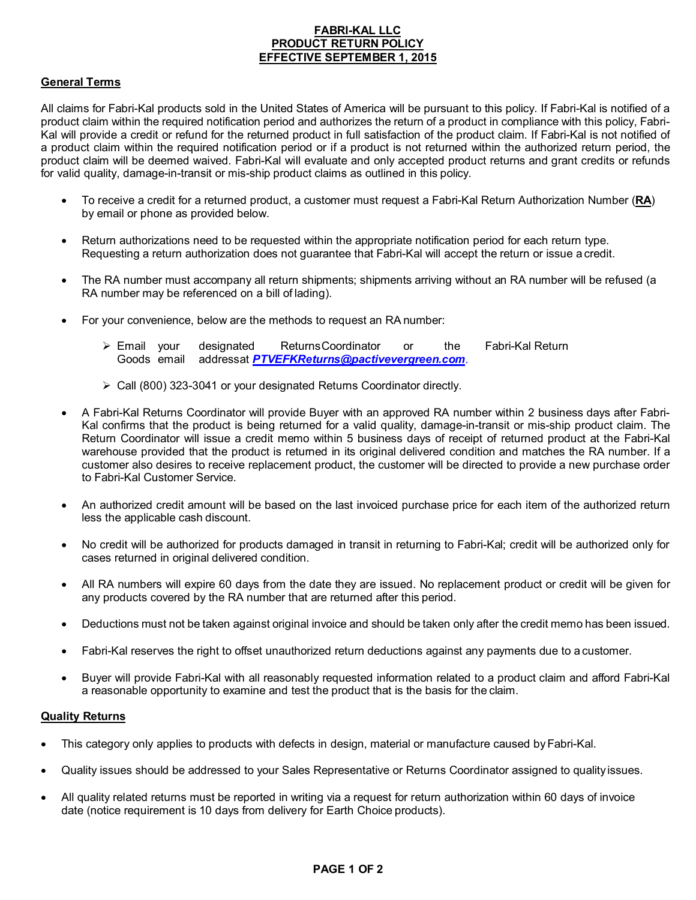# FABRI-KAL LLC
# PRODUCT RETURN POLICY
# EFFECTIVE SEPTEMBER 1, 2015

## General Terms

All claims for Fabri-Kal products sold in the United States of America will be pursuant to this policy. If Fabri-Kal is notified of a product claim within the required notification period and authorizes the return of a product in compliance with this policy, Fabri-Kal will provide a credit or refund for the returned product in full satisfaction of the product claim. If Fabri-Kal is not notified of a product claim within the required notification period or if a product is not returned within the authorized return period, the product claim will be deemed waived. Fabri-Kal will evaluate and only accepted product returns and grant credits or refunds for valid quality, damage-in-transit or mis-ship product claims as outlined in this policy.

- To receive a credit for a returned product, a customer must request a Fabri-Kal Return Authorization Number (**RA**) by email or phone as provided below.
- Return authorizations need to be requested within the appropriate notification period for each return type. Requesting a return authorization does not guarantee that Fabri-Kal will accept the return or issue a credit.
- The RA number must accompany all return shipments; shipments arriving without an RA number will be refused (a RA number may be referenced on a bill of lading).
- For your convenience, below are the methods to request an RA number:
  - Email your designated Returns Coordinator or the Fabri-Kal Return Goods email addressat ***PTVEFKReturns@pactivevergreen.com***.
  - Call (800) 323-3041 or your designated Returns Coordinator directly.
- A Fabri-Kal Returns Coordinator will provide Buyer with an approved RA number within 2 business days after Fabri-Kal confirms that the product is being returned for a valid quality, damage-in-transit or mis-ship product claim. The Return Coordinator will issue a credit memo within 5 business days of receipt of returned product at the Fabri-Kal warehouse provided that the product is returned in its original delivered condition and matches the RA number. If a customer also desires to receive replacement product, the customer will be directed to provide a new purchase order to Fabri-Kal Customer Service.
- An authorized credit amount will be based on the last invoiced purchase price for each item of the authorized return less the applicable cash discount.
- No credit will be authorized for products damaged in transit in returning to Fabri-Kal; credit will be authorized only for cases returned in original delivered condition.
- All RA numbers will expire 60 days from the date they are issued. No replacement product or credit will be given for any products covered by the RA number that are returned after this period.
- Deductions must not be taken against original invoice and should be taken only after the credit memo has been issued.
- Fabri-Kal reserves the right to offset unauthorized return deductions against any payments due to a customer.
- Buyer will provide Fabri-Kal with all reasonably requested information related to a product claim and afford Fabri-Kal a reasonable opportunity to examine and test the product that is the basis for the claim.

## Quality Returns

- This category only applies to products with defects in design, material or manufacture caused by Fabri-Kal.
- Quality issues should be addressed to your Sales Representative or Returns Coordinator assigned to quality issues.
- All quality related returns must be reported in writing via a request for return authorization within 60 days of invoice date (notice requirement is 10 days from delivery for Earth Choice products).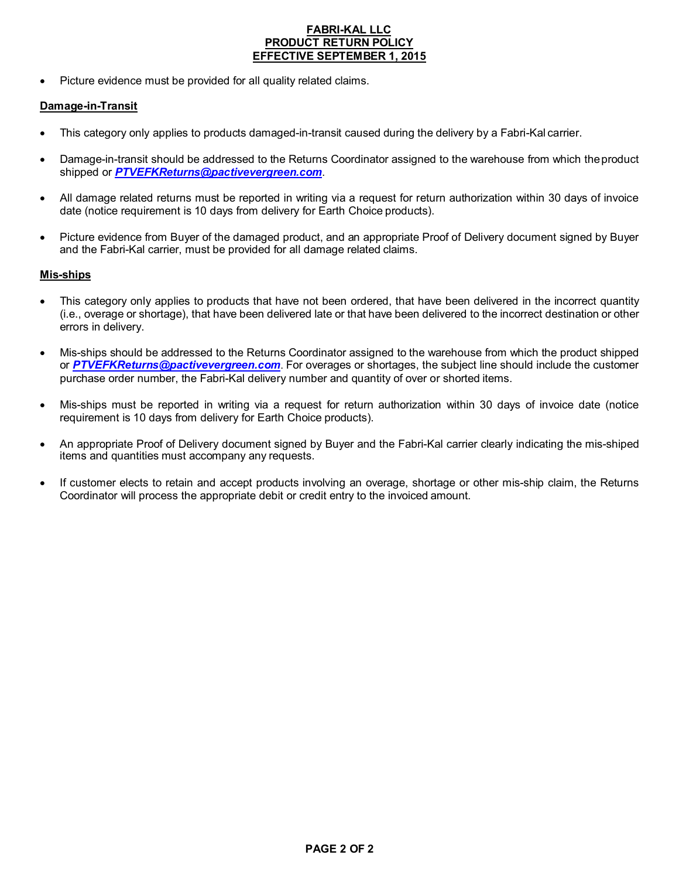- Picture evidence must be provided for all quality related claims.

**Damage-in-Transit**

- This category only applies to products damaged-in-transit caused during the delivery by a Fabri-Kal carrier.

- Damage-in-transit should be addressed to the Returns Coordinator assigned to the warehouse from which the product shipped or ***PTVEFKReturns@pactivevergreen.com***.

- All damage related returns must be reported in writing via a request for return authorization within 30 days of invoice date (notice requirement is 10 days from delivery for Earth Choice products).

- Picture evidence from Buyer of the damaged product, and an appropriate Proof of Delivery document signed by Buyer and the Fabri-Kal carrier, must be provided for all damage related claims.

**Mis-ships**

- This category only applies to products that have not been ordered, that have been delivered in the incorrect quantity (i.e., overage or shortage), that have been delivered late or that have been delivered to the incorrect destination or other errors in delivery.

- Mis-ships should be addressed to the Returns Coordinator assigned to the warehouse from which the product shipped or ***PTVEFKReturns@pactivevergreen.com***. For overages or shortages, the subject line should include the customer purchase order number, the Fabri-Kal delivery number and quantity of over or shorted items.

- Mis-ships must be reported in writing via a request for return authorization within 30 days of invoice date (notice requirement is 10 days from delivery for Earth Choice products).

- An appropriate Proof of Delivery document signed by Buyer and the Fabri-Kal carrier clearly indicating the mis-shiped items and quantities must accompany any requests.

- If customer elects to retain and accept products involving an overage, shortage or other mis-ship claim, the Returns Coordinator will process the appropriate debit or credit entry to the invoiced amount.